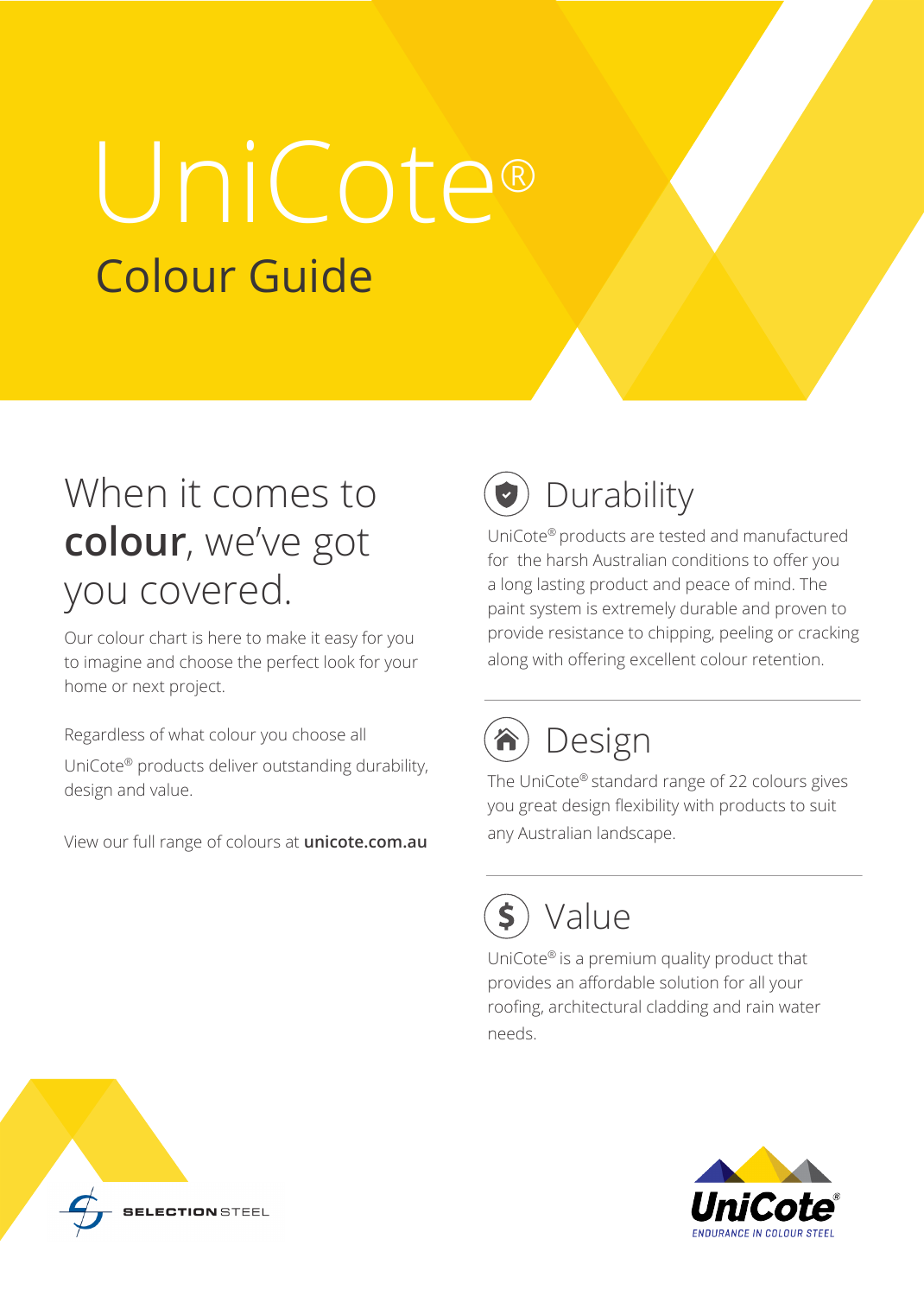# UniCote®

## Colour Guide

## When it comes to **colour**, we've got you covered.

Our colour chart is here to make it easy for you to imagine and choose the perfect look for your home or next project.

Regardless of what colour you choose all UniCote® products deliver outstanding durability, design and value.

View our full range of colours at **unicote.com.au**

### Durability

UniCote® products are tested and manufactured for the harsh Australian conditions to offer you a long lasting product and peace of mind. The paint system is extremely durable and proven to provide resistance to chipping, peeling or cracking along with offering excellent colour retention.

### Design

The UniCote® standard range of 22 colours gives you great design flexibility with products to suit any Australian landscape.

### Value

UniCote® is a premium quality product that provides an affordable solution for all your roofing, architectural cladding and rain water needs.

SELECTION STEEL

UniCote®
ENDURANCE IN COLOUR STEEL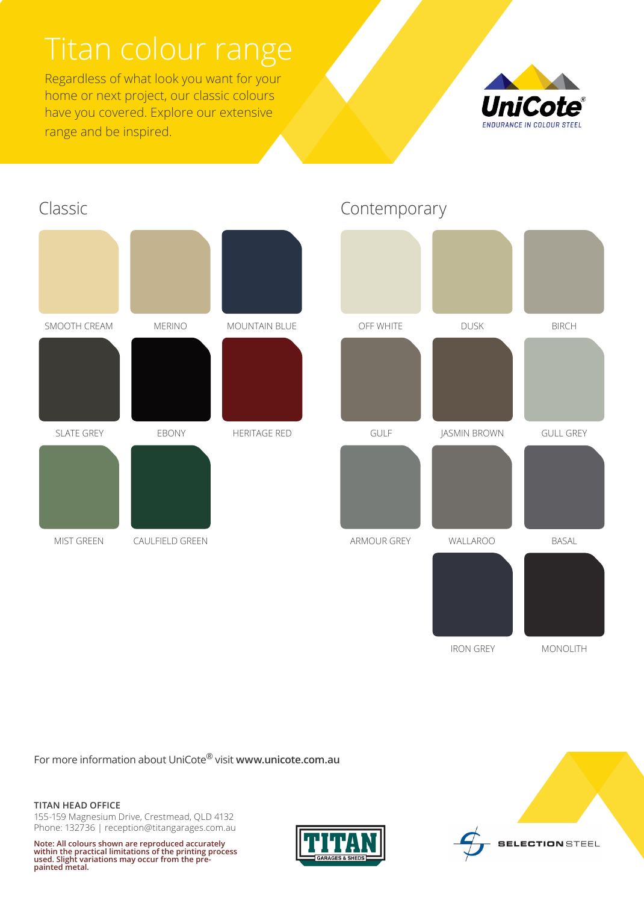# Titan colour range

Regardless of what look you want for your home or next project, our classic colours have you covered. Explore our extensive range and be inspired.

UniCote®
ENDURANCE IN COLOUR STEEL

## Classic

SMOOTH CREAM

MERINO

MOUNTAIN BLUE

SLATE GREY

EBONY

HERITAGE RED

MIST GREEN

CAULFIELD GREEN

## Contemporary

OFF WHITE

DUSK

BIRCH

GULF

JASMIN BROWN

GULL GREY

ARMOUR GREY

WALLAROO

BASAL

IRON GREY

MONOLITH

For more information about UniCote® visit **www.unicote.com.au**

**TITAN HEAD OFFICE**
155-159 Magnesium Drive, Crestmead, QLD 4132
Phone: 132736 | reception@titangarages.com.au

**Note: All colours shown are reproduced accurately within the practical limitations of the printing process used. Slight variations may occur from the pre-painted metal.**

TITAN GARAGES & SHEDS

SELECTION STEEL